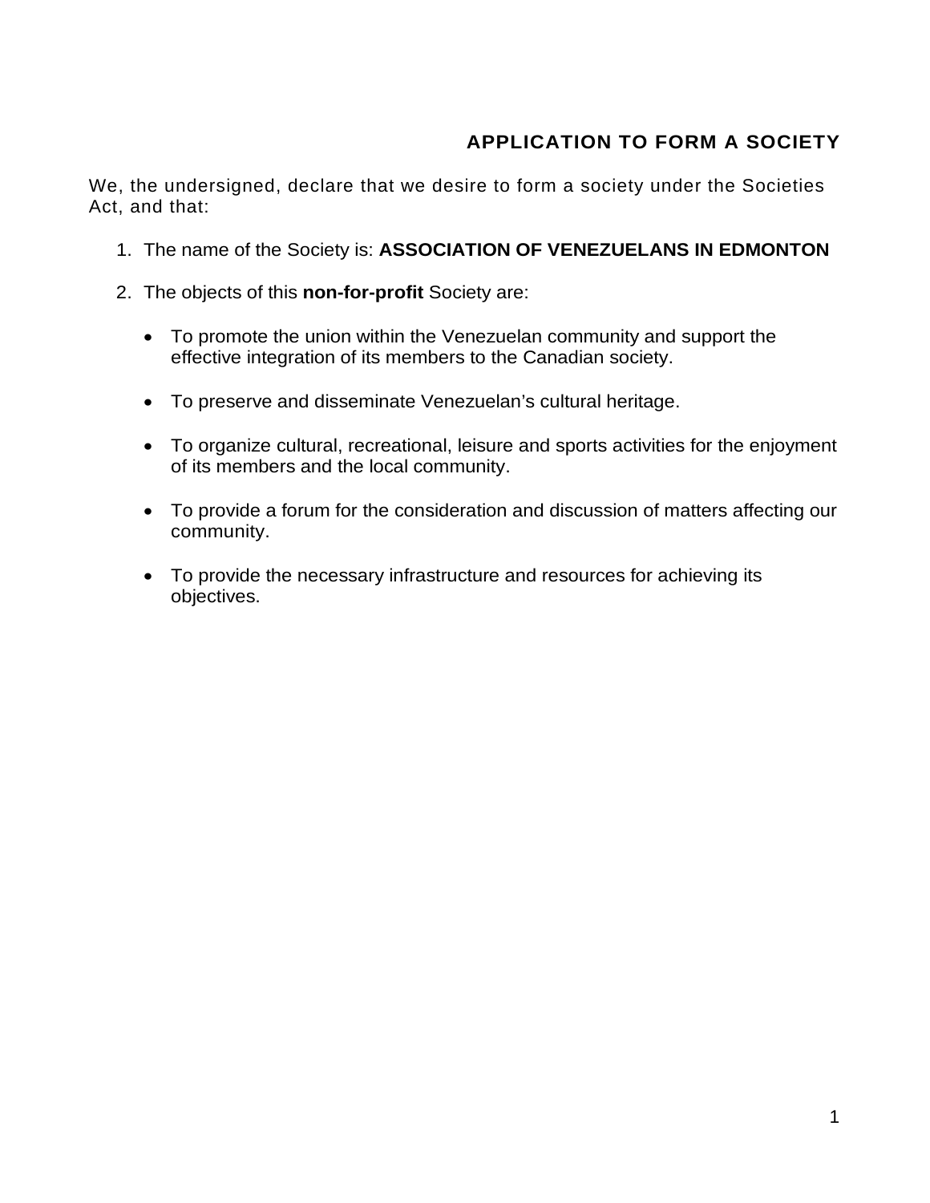# APPLICATION TO FORM A SOCIETY

We, the undersigned, declare that we desire to form a society under the Societies Act, and that:

1. The name of the Society is: **ASSOCIATION OF VENEZUELANS IN EDMONTON**

2. The objects of this **non-for-profit** Society are:

   - To promote the union within the Venezuelan community and support the effective integration of its members to the Canadian society.

   - To preserve and disseminate Venezuelan's cultural heritage.

   - To organize cultural, recreational, leisure and sports activities for the enjoyment of its members and the local community.

   - To provide a forum for the consideration and discussion of matters affecting our community.

   - To provide the necessary infrastructure and resources for achieving its objectives.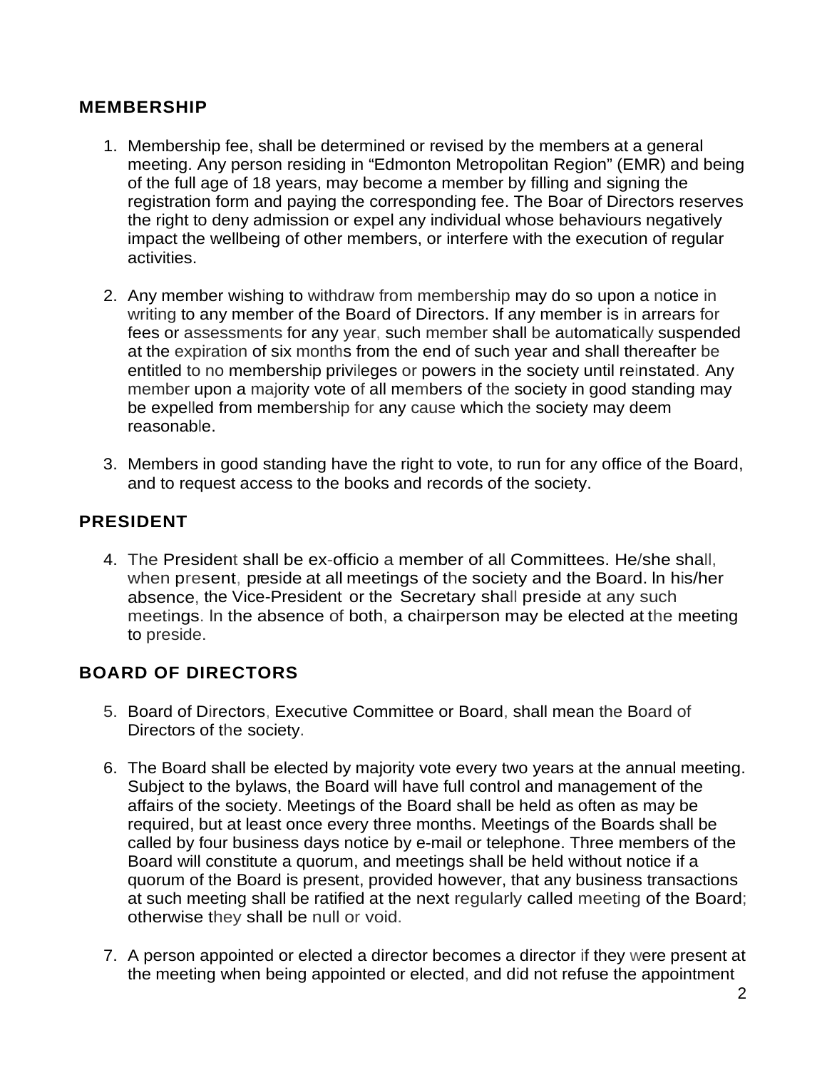## MEMBERSHIP

1. Membership fee, shall be determined or revised by the members at a general meeting. Any person residing in "Edmonton Metropolitan Region" (EMR) and being of the full age of 18 years, may become a member by filling and signing the registration form and paying the corresponding fee. The Boar of Directors reserves the right to deny admission or expel any individual whose behaviours negatively impact the wellbeing of other members, or interfere with the execution of regular activities.

2. Any member wishing to withdraw from membership may do so upon a notice in writing to any member of the Board of Directors. If any member is in arrears for fees or assessments for any year, such member shall be automatically suspended at the expiration of six months from the end of such year and shall thereafter be entitled to no membership privileges or powers in the society until reinstated. Any member upon a majority vote of all members of the society in good standing may be expelled from membership for any cause which the society may deem reasonable.

3. Members in good standing have the right to vote, to run for any office of the Board, and to request access to the books and records of the society.

## PRESIDENT

4. The President shall be ex-officio a member of all Committees. He/she shall, when present, preside at all meetings of the society and the Board. In his/her absence, the Vice-President or the Secretary shall preside at any such meetings. In the absence of both, a chairperson may be elected at the meeting to preside.

## BOARD OF DIRECTORS

5. Board of Directors, Executive Committee or Board, shall mean the Board of Directors of the society.

6. The Board shall be elected by majority vote every two years at the annual meeting. Subject to the bylaws, the Board will have full control and management of the affairs of the society. Meetings of the Board shall be held as often as may be required, but at least once every three months. Meetings of the Boards shall be called by four business days notice by e-mail or telephone. Three members of the Board will constitute a quorum, and meetings shall be held without notice if a quorum of the Board is present, provided however, that any business transactions at such meeting shall be ratified at the next regularly called meeting of the Board; otherwise they shall be null or void.

7. A person appointed or elected a director becomes a director if they were present at the meeting when being appointed or elected, and did not refuse the appointment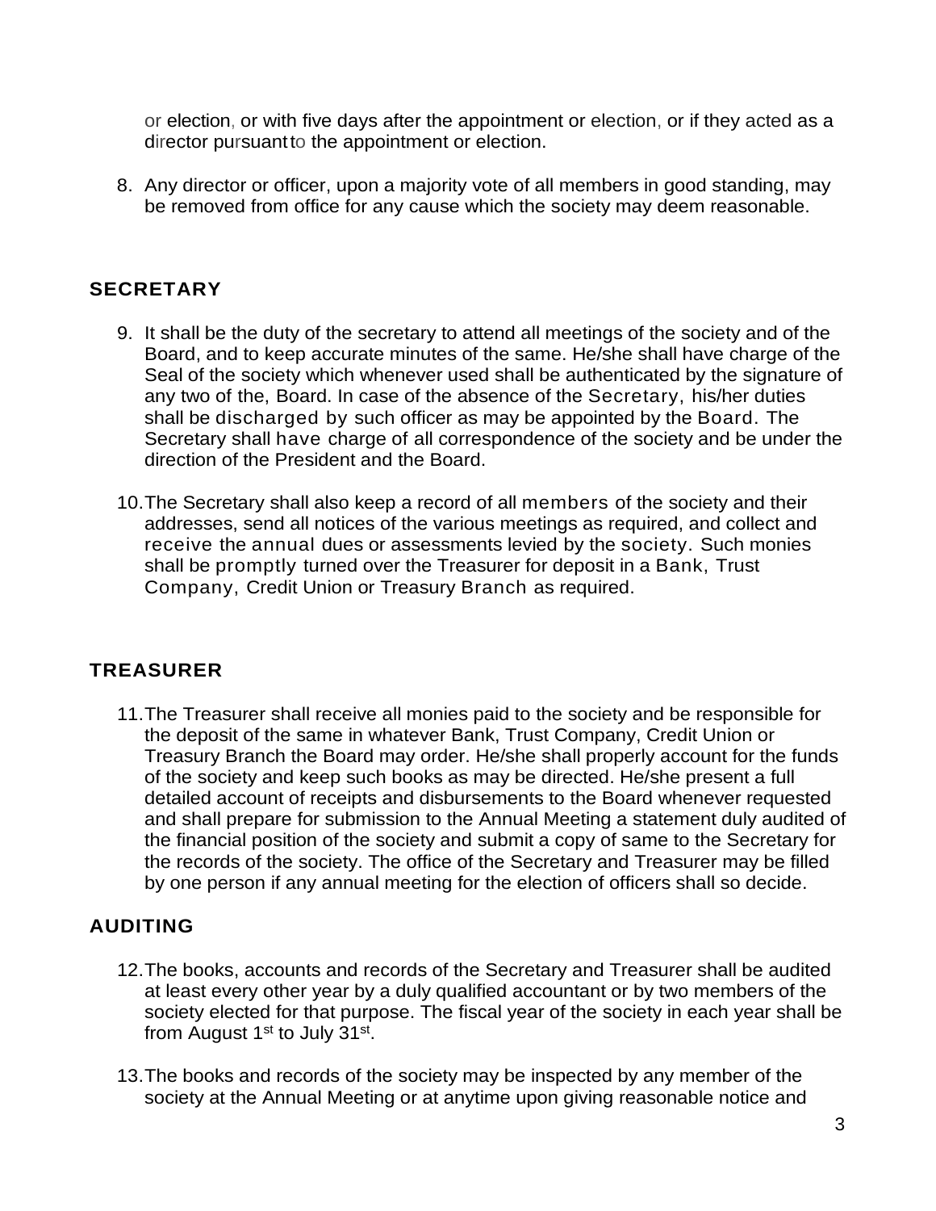or election, or with five days after the appointment or election, or if they acted as a director pursuant to the appointment or election.

8. Any director or officer, upon a majority vote of all members in good standing, may be removed from office for any cause which the society may deem reasonable.

## SECRETARY

9. It shall be the duty of the secretary to attend all meetings of the society and of the Board, and to keep accurate minutes of the same. He/she shall have charge of the Seal of the society which whenever used shall be authenticated by the signature of any two of the, Board. In case of the absence of the Secretary, his/her duties shall be discharged by such officer as may be appointed by the Board. The Secretary shall have charge of all correspondence of the society and be under the direction of the President and the Board.

10. The Secretary shall also keep a record of all members of the society and their addresses, send all notices of the various meetings as required, and collect and receive the annual dues or assessments levied by the society. Such monies shall be promptly turned over the Treasurer for deposit in a Bank, Trust Company, Credit Union or Treasury Branch as required.

## TREASURER

11. The Treasurer shall receive all monies paid to the society and be responsible for the deposit of the same in whatever Bank, Trust Company, Credit Union or Treasury Branch the Board may order. He/she shall properly account for the funds of the society and keep such books as may be directed. He/she present a full detailed account of receipts and disbursements to the Board whenever requested and shall prepare for submission to the Annual Meeting a statement duly audited of the financial position of the society and submit a copy of same to the Secretary for the records of the society. The office of the Secretary and Treasurer may be filled by one person if any annual meeting for the election of officers shall so decide.

## AUDITING

12. The books, accounts and records of the Secretary and Treasurer shall be audited at least every other year by a duly qualified accountant or by two members of the society elected for that purpose. The fiscal year of the society in each year shall be from August 1st to July 31st.

13. The books and records of the society may be inspected by any member of the society at the Annual Meeting or at anytime upon giving reasonable notice and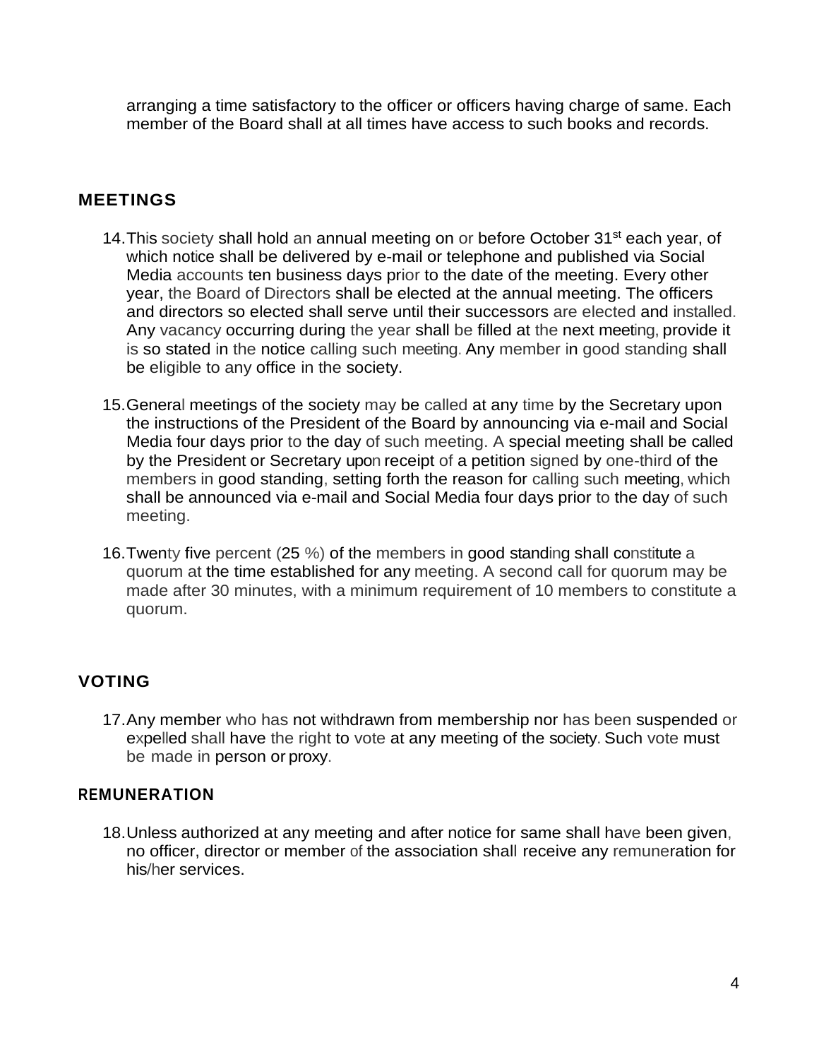arranging a time satisfactory to the officer or officers having charge of same. Each member of the Board shall at all times have access to such books and records.

## MEETINGS

14. This society shall hold an annual meeting on or before October 31st each year, of which notice shall be delivered by e-mail or telephone and published via Social Media accounts ten business days prior to the date of the meeting. Every other year, the Board of Directors shall be elected at the annual meeting. The officers and directors so elected shall serve until their successors are elected and installed. Any vacancy occurring during the year shall be filled at the next meeting, provide it is so stated in the notice calling such meeting. Any member in good standing shall be eligible to any office in the society.

15. General meetings of the society may be called at any time by the Secretary upon the instructions of the President of the Board by announcing via e-mail and Social Media four days prior to the day of such meeting. A special meeting shall be called by the President or Secretary upon receipt of a petition signed by one-third of the members in good standing, setting forth the reason for calling such meeting, which shall be announced via e-mail and Social Media four days prior to the day of such meeting.

16. Twenty five percent (25 %) of the members in good standing shall constitute a quorum at the time established for any meeting. A second call for quorum may be made after 30 minutes, with a minimum requirement of 10 members to constitute a quorum.

## VOTING

17. Any member who has not withdrawn from membership nor has been suspended or expelled shall have the right to vote at any meeting of the society. Such vote must be made in person or proxy.

## REMUNERATION

18. Unless authorized at any meeting and after notice for same shall have been given, no officer, director or member of the association shall receive any remuneration for his/her services.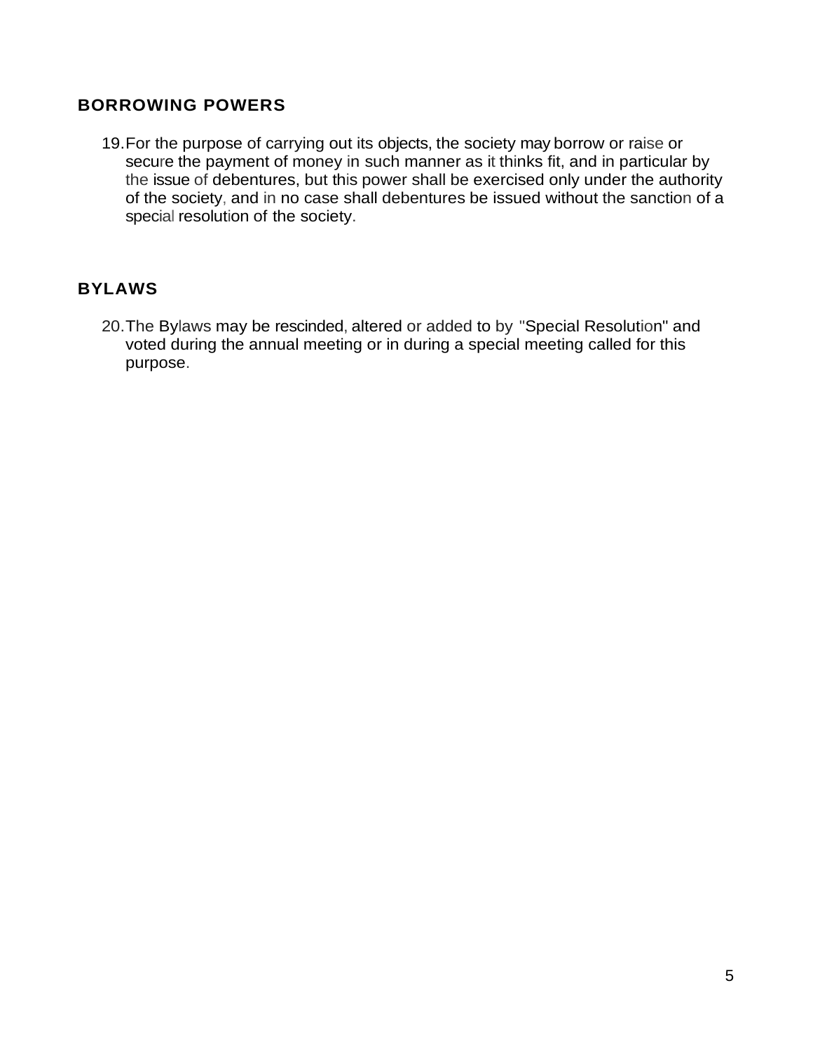## BORROWING POWERS

19. For the purpose of carrying out its objects, the society may borrow or raise or secure the payment of money in such manner as it thinks fit, and in particular by the issue of debentures, but this power shall be exercised only under the authority of the society, and in no case shall debentures be issued without the sanction of a special resolution of the society.

## BYLAWS

20. The Bylaws may be rescinded, altered or added to by "Special Resolution" and voted during the annual meeting or in during a special meeting called for this purpose.